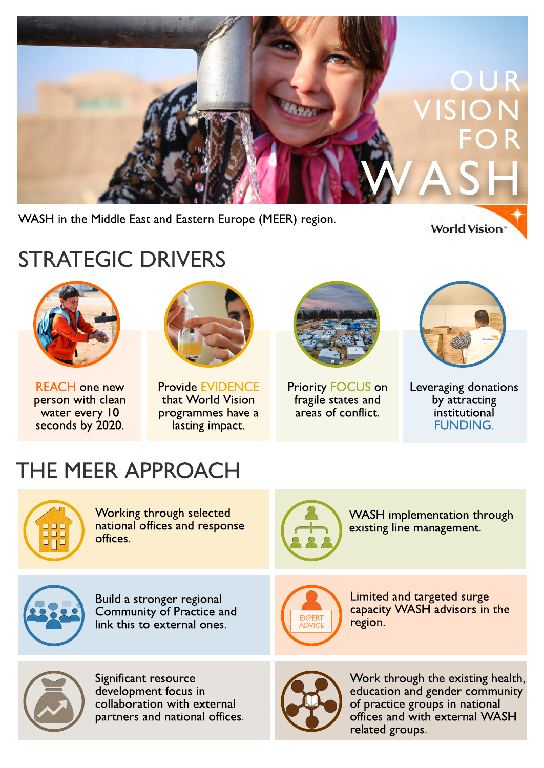# OUR VISION FOR WASH

WASH in the Middle East and Eastern Europe (MEER) region.

World Vision

## STRATEGIC DRIVERS

REACH one new person with clean water every 10 seconds by 2020.

Provide EVIDENCE that World Vision programmes have a lasting impact.

Priority FOCUS on fragile states and areas of conflict.

Leveraging donations by attracting institutional FUNDING.

## THE MEER APPROACH

Working through selected national offices and response offices.

WASH implementation through existing line management.

Build a stronger regional Community of Practice and link this to external ones.

EXPERT ADVICE

Limited and targeted surge capacity WASH advisors in the region.

Significant resource development focus in collaboration with external partners and national offices.

Work through the existing health, education and gender community of practice groups in national offices and with external WASH related groups.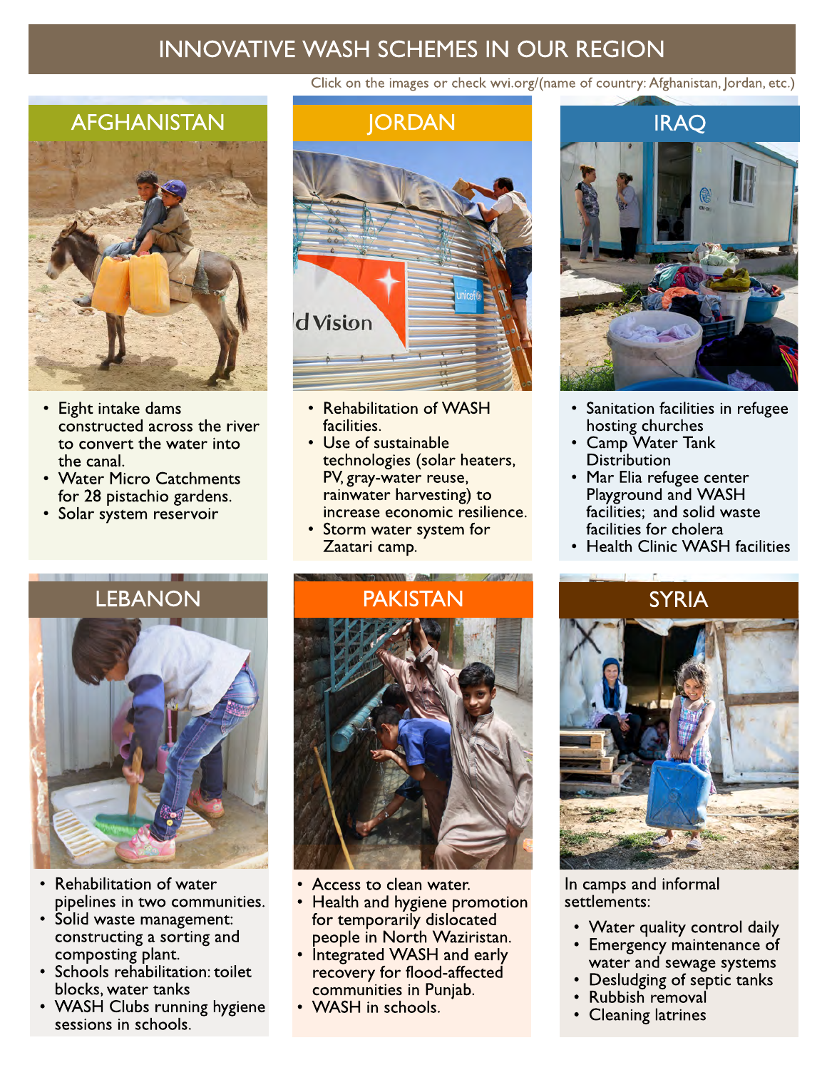# INNOVATIVE WASH SCHEMES IN OUR REGION

Click on the images or check wvi.org/(name of country: Afghanistan, Jordan, etc.)

## AFGHANISTAN

- Eight intake dams constructed across the river to convert the water into the canal.
- Water Micro Catchments for 28 pistachio gardens.
- Solar system reservoir

## JORDAN

- Rehabilitation of WASH facilities.
- Use of sustainable technologies (solar heaters, PV, gray-water reuse, rainwater harvesting) to increase economic resilience.
- Storm water system for Zaatari camp.

## IRAQ

- Sanitation facilities in refugee hosting churches
- Camp Water Tank Distribution
- Mar Elia refugee center Playground and WASH facilities; and solid waste facilities for cholera
- Health Clinic WASH facilities

## LEBANON

- Rehabilitation of water pipelines in two communities.
- Solid waste management: constructing a sorting and composting plant.
- Schools rehabilitation: toilet blocks, water tanks
- WASH Clubs running hygiene sessions in schools.

## PAKISTAN

- Access to clean water.
- Health and hygiene promotion for temporarily dislocated people in North Waziristan.
- Integrated WASH and early recovery for flood-affected communities in Punjab.
- WASH in schools.

## SYRIA

In camps and informal settlements:

- Water quality control daily
- Emergency maintenance of water and sewage systems
- Desludging of septic tanks
- Rubbish removal
- Cleaning latrines